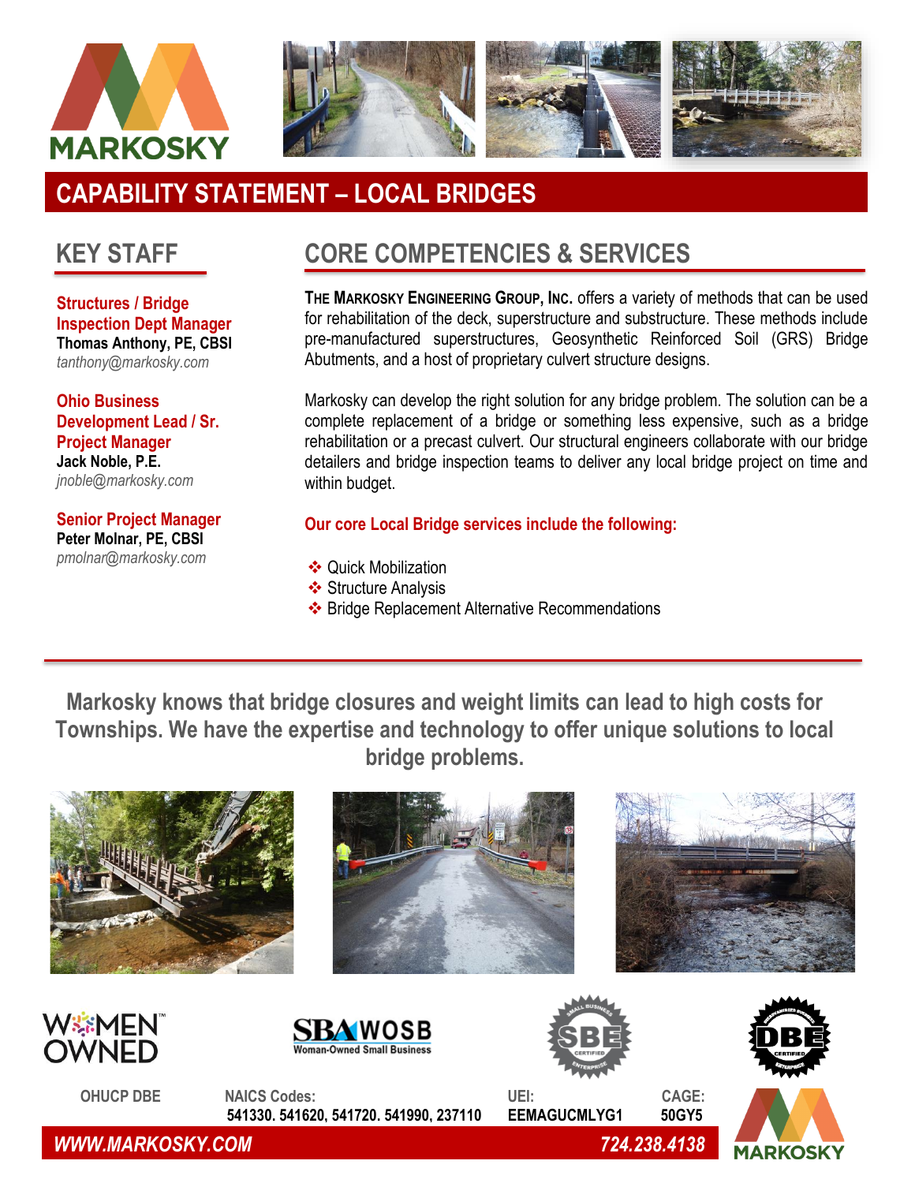MARKOSKY

# CAPABILITY STATEMENT – LOCAL BRIDGES

## KEY STAFF

**Structures / Bridge Inspection Dept Manager**
**Thomas Anthony, PE, CBSI**
*tanthony@markosky.com*

**Ohio Business Development Lead / Sr. Project Manager**
**Jack Noble, P.E.**
*jnoble@markosky.com*

**Senior Project Manager**
**Peter Molnar, PE, CBSI**
*pmolnar@markosky.com*

## CORE COMPETENCIES & SERVICES

**The Markosky Engineering Group, Inc.** offers a variety of methods that can be used for rehabilitation of the deck, superstructure and substructure. These methods include pre-manufactured superstructures, Geosynthetic Reinforced Soil (GRS) Bridge Abutments, and a host of proprietary culvert structure designs.

Markosky can develop the right solution for any bridge problem. The solution can be a complete replacement of a bridge or something less expensive, such as a bridge rehabilitation or a precast culvert. Our structural engineers collaborate with our bridge detailers and bridge inspection teams to deliver any local bridge project on time and within budget.

**Our core Local Bridge services include the following:**

- Quick Mobilization
- Structure Analysis
- Bridge Replacement Alternative Recommendations

**Markosky knows that bridge closures and weight limits can lead to high costs for Townships. We have the expertise and technology to offer unique solutions to local bridge problems.**

WOMEN OWNED

SBA WOSB Woman-Owned Small Business

SBE CERTIFIED

DBE CERTIFIED

OHUCP DBE

NAICS Codes: 541330. 541620, 541720. 541990, 237110

UEI: EEMAGUCMLYG1

CAGE: 50GY5

*WWW.MARKOSKY.COM* *724.238.4138*

MARKOSKY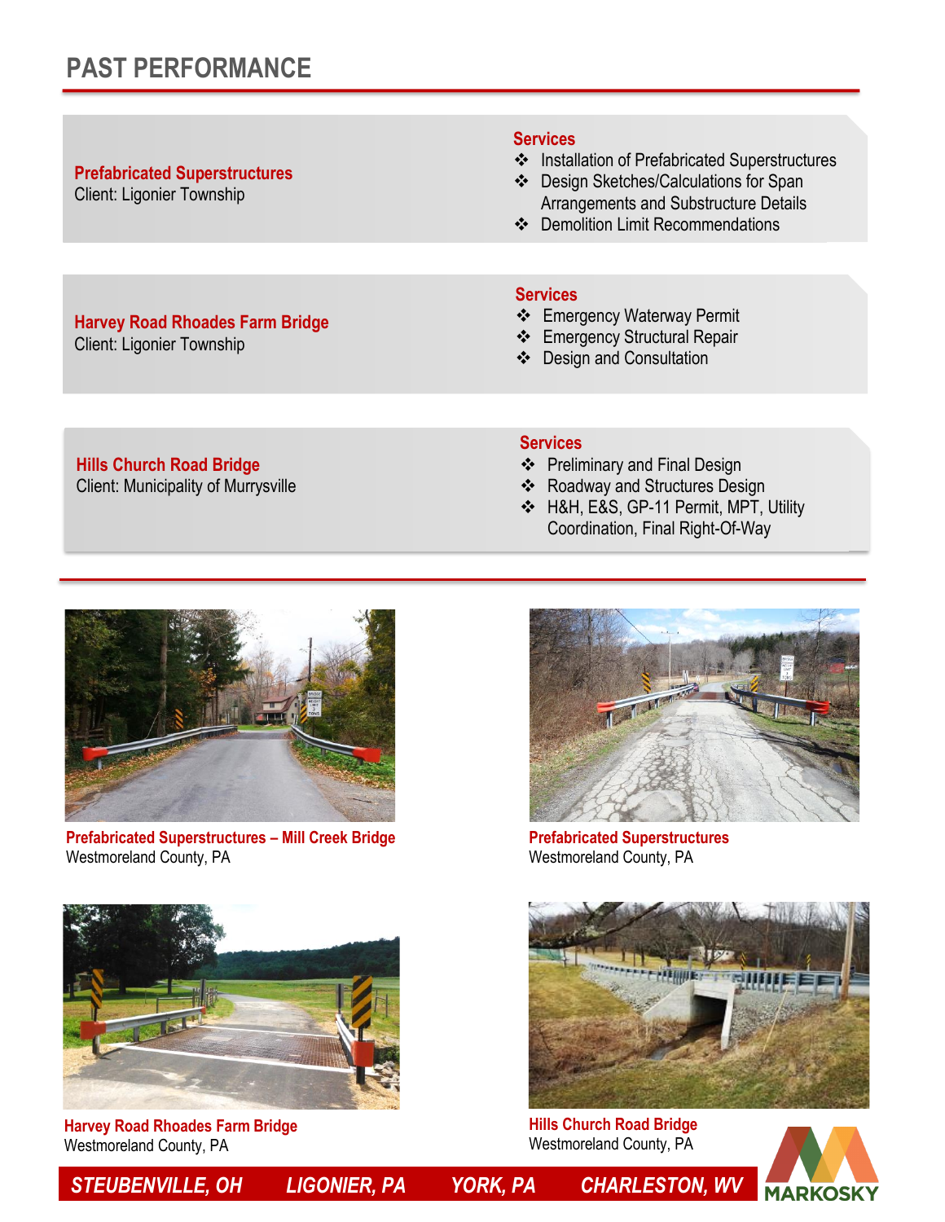## PAST PERFORMANCE

**Prefabricated Superstructures**
Client: Ligonier Township

**Services**
- Installation of Prefabricated Superstructures
- Design Sketches/Calculations for Span Arrangements and Substructure Details
- Demolition Limit Recommendations

**Harvey Road Rhoades Farm Bridge**
Client: Ligonier Township

**Services**
- Emergency Waterway Permit
- Emergency Structural Repair
- Design and Consultation

**Hills Church Road Bridge**
Client: Municipality of Murrysville

**Services**
- Preliminary and Final Design
- Roadway and Structures Design
- H&H, E&S, GP-11 Permit, MPT, Utility Coordination, Final Right-Of-Way

**Prefabricated Superstructures – Mill Creek Bridge**
Westmoreland County, PA

**Prefabricated Superstructures**
Westmoreland County, PA

**Harvey Road Rhoades Farm Bridge**
Westmoreland County, PA

**Hills Church Road Bridge**
Westmoreland County, PA

*STEUBENVILLE, OH    LIGONIER, PA    YORK, PA    CHARLESTON, WV*

MARKOSKY